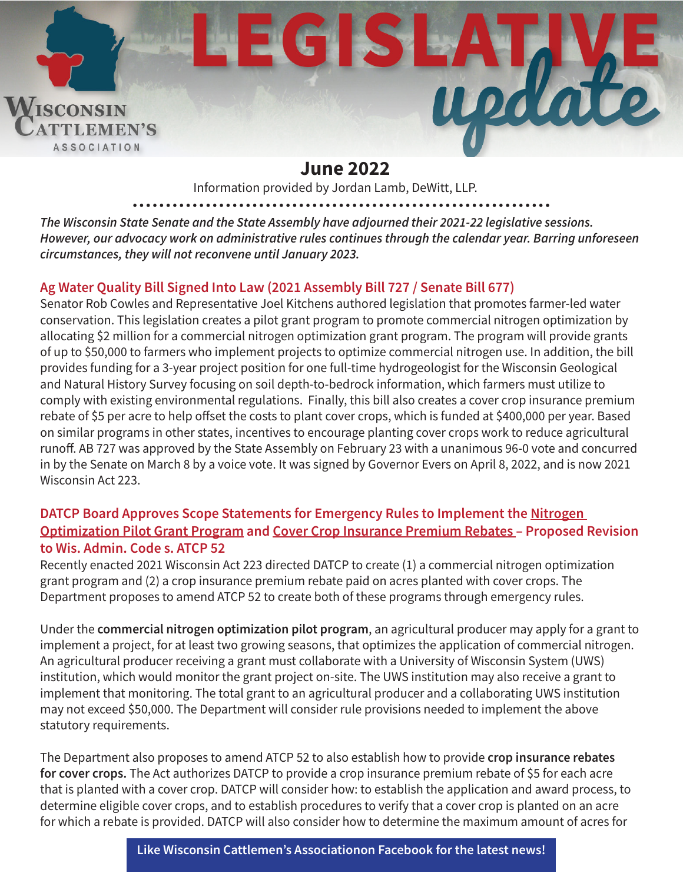# Wisconsin Cattlemen's Association

# LEGISLATIVE update

## June 2022

Information provided by Jordan Lamb, DeWitt, LLP.

*The Wisconsin State Senate and the State Assembly have adjourned their 2021-22 legislative sessions. However, our advocacy work on administrative rules continues through the calendar year. Barring unforeseen circumstances, they will not reconvene until January 2023.*

### Ag Water Quality Bill Signed Into Law (2021 Assembly Bill 727 / Senate Bill 677)

Senator Rob Cowles and Representative Joel Kitchens authored legislation that promotes farmer-led water conservation. This legislation creates a pilot grant program to promote commercial nitrogen optimization by allocating $2 million for a commercial nitrogen optimization grant program. The program will provide grants of up to $50,000 to farmers who implement projects to optimize commercial nitrogen use. In addition, the bill provides funding for a 3-year project position for one full-time hydrogeologist for the Wisconsin Geological and Natural History Survey focusing on soil depth-to-bedrock information, which farmers must utilize to comply with existing environmental regulations. Finally, this bill also creates a cover crop insurance premium rebate of $5 per acre to help offset the costs to plant cover crops, which is funded at $400,000 per year. Based on similar programs in other states, incentives to encourage planting cover crops work to reduce agricultural runoff. AB 727 was approved by the State Assembly on February 23 with a unanimous 96-0 vote and concurred in by the Senate on March 8 by a voice vote. It was signed by Governor Evers on April 8, 2022, and is now 2021 Wisconsin Act 223.

### DATCP Board Approves Scope Statements for Emergency Rules to Implement the Nitrogen Optimization Pilot Grant Program and Cover Crop Insurance Premium Rebates – Proposed Revision to Wis. Admin. Code s. ATCP 52

Recently enacted 2021 Wisconsin Act 223 directed DATCP to create (1) a commercial nitrogen optimization grant program and (2) a crop insurance premium rebate paid on acres planted with cover crops. The Department proposes to amend ATCP 52 to create both of these programs through emergency rules.

Under the **commercial nitrogen optimization pilot program**, an agricultural producer may apply for a grant to implement a project, for at least two growing seasons, that optimizes the application of commercial nitrogen. An agricultural producer receiving a grant must collaborate with a University of Wisconsin System (UWS) institution, which would monitor the grant project on-site. The UWS institution may also receive a grant to implement that monitoring. The total grant to an agricultural producer and a collaborating UWS institution may not exceed $50,000. The Department will consider rule provisions needed to implement the above statutory requirements.

The Department also proposes to amend ATCP 52 to also establish how to provide **crop insurance rebates for cover crops.** The Act authorizes DATCP to provide a crop insurance premium rebate of $5 for each acre that is planted with a cover crop. DATCP will consider how: to establish the application and award process, to determine eligible cover crops, and to establish procedures to verify that a cover crop is planted on an acre for which a rebate is provided. DATCP will also consider how to determine the maximum amount of acres for

**Like Wisconsin Cattlemen's Associationon Facebook for the latest news!**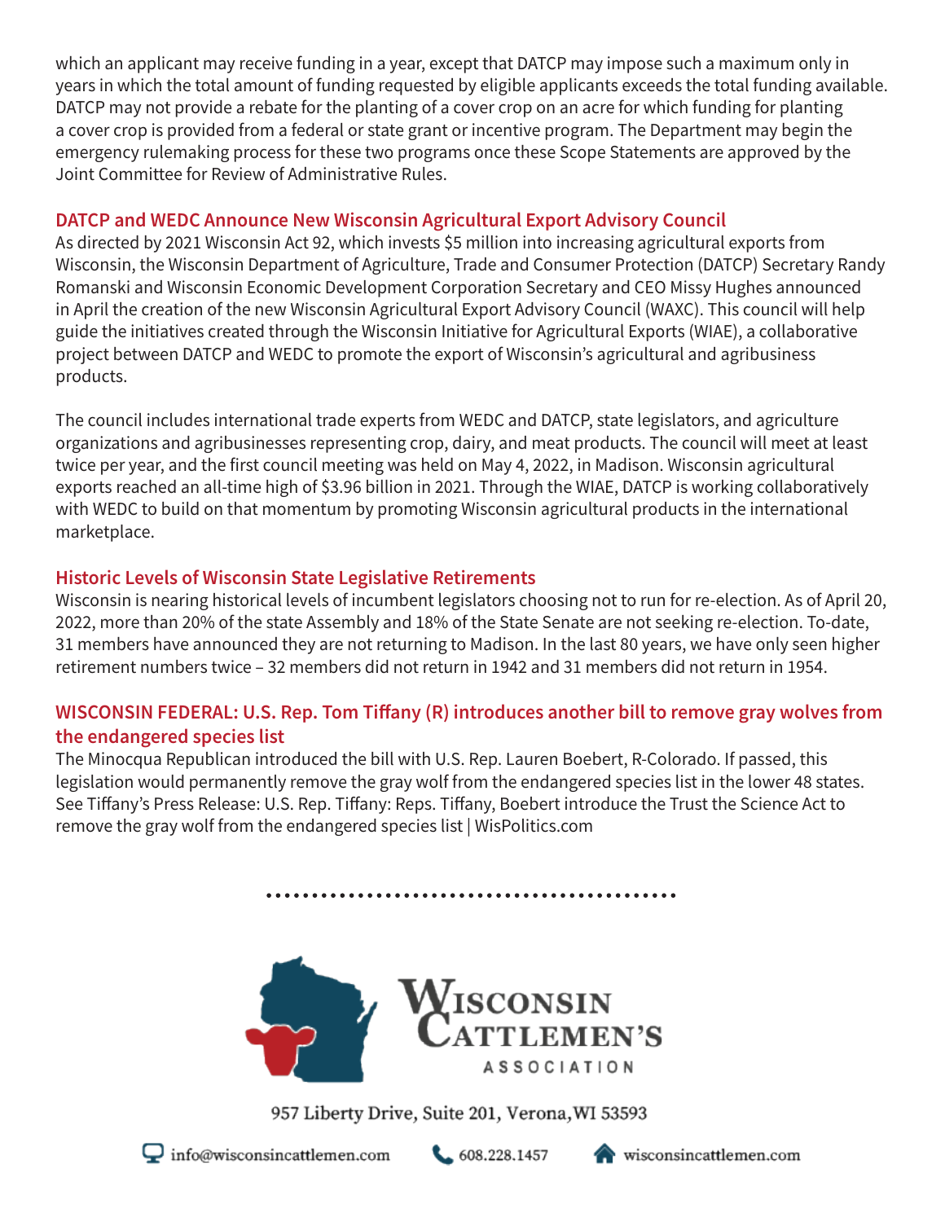which an applicant may receive funding in a year, except that DATCP may impose such a maximum only in years in which the total amount of funding requested by eligible applicants exceeds the total funding available. DATCP may not provide a rebate for the planting of a cover crop on an acre for which funding for planting a cover crop is provided from a federal or state grant or incentive program. The Department may begin the emergency rulemaking process for these two programs once these Scope Statements are approved by the Joint Committee for Review of Administrative Rules.

### DATCP and WEDC Announce New Wisconsin Agricultural Export Advisory Council

As directed by 2021 Wisconsin Act 92, which invests $5 million into increasing agricultural exports from Wisconsin, the Wisconsin Department of Agriculture, Trade and Consumer Protection (DATCP) Secretary Randy Romanski and Wisconsin Economic Development Corporation Secretary and CEO Missy Hughes announced in April the creation of the new Wisconsin Agricultural Export Advisory Council (WAXC). This council will help guide the initiatives created through the Wisconsin Initiative for Agricultural Exports (WIAE), a collaborative project between DATCP and WEDC to promote the export of Wisconsin's agricultural and agribusiness products.

The council includes international trade experts from WEDC and DATCP, state legislators, and agriculture organizations and agribusinesses representing crop, dairy, and meat products. The council will meet at least twice per year, and the first council meeting was held on May 4, 2022, in Madison. Wisconsin agricultural exports reached an all-time high of $3.96 billion in 2021. Through the WIAE, DATCP is working collaboratively with WEDC to build on that momentum by promoting Wisconsin agricultural products in the international marketplace.

### Historic Levels of Wisconsin State Legislative Retirements

Wisconsin is nearing historical levels of incumbent legislators choosing not to run for re-election. As of April 20, 2022, more than 20% of the state Assembly and 18% of the State Senate are not seeking re-election. To-date, 31 members have announced they are not returning to Madison. In the last 80 years, we have only seen higher retirement numbers twice – 32 members did not return in 1942 and 31 members did not return in 1954.

### WISCONSIN FEDERAL: U.S. Rep. Tom Tiffany (R) introduces another bill to remove gray wolves from the endangered species list

The Minocqua Republican introduced the bill with U.S. Rep. Lauren Boebert, R-Colorado. If passed, this legislation would permanently remove the gray wolf from the endangered species list in the lower 48 states. See Tiffany's Press Release: U.S. Rep. Tiffany: Reps. Tiffany, Boebert introduce the Trust the Science Act to remove the gray wolf from the endangered species list | WisPolitics.com

Wisconsin Cattlemen's Association

957 Liberty Drive, Suite 201, Verona, WI 53593

info@wisconsincattlemen.com 608.228.1457 wisconsincattlemen.com